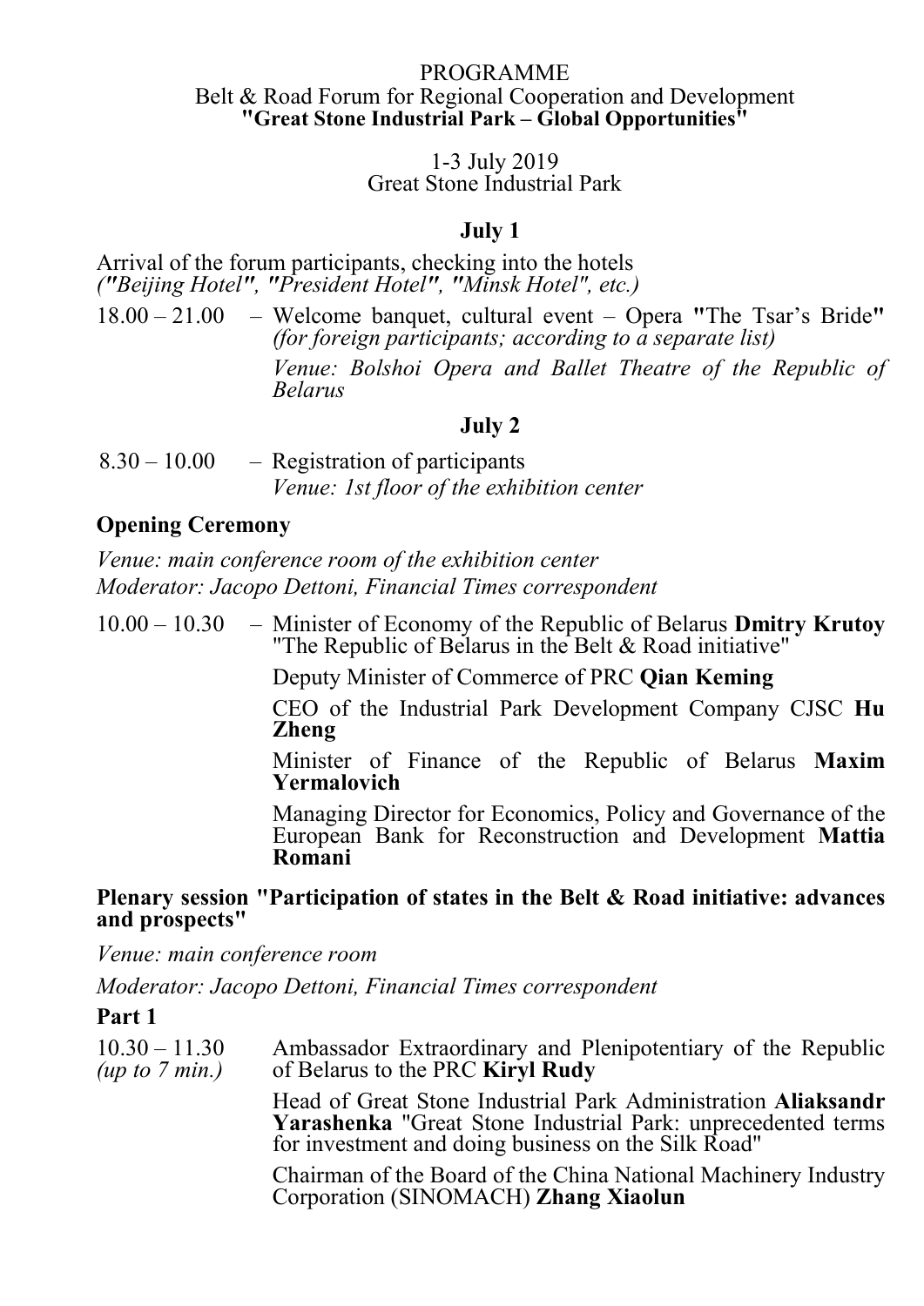# PROGRAMME

## Belt & Road Forum for Regional Cooperation and Development

## "Great Stone Industrial Park – Global Opportunities"

1-3 July 2019
Great Stone Industrial Park

### July 1

Arrival of the forum participants, checking into the hotels
*("Beijing Hotel", "President Hotel", "Minsk Hotel", etc.)*

18.00 – 21.00 – Welcome banquet, cultural event – Opera "The Tsar's Bride" *(for foreign participants; according to a separate list)*

*Venue: Bolshoi Opera and Ballet Theatre of the Republic of Belarus*

### July 2

8.30 – 10.00 – Registration of participants
*Venue: 1st floor of the exhibition center*

### Opening Ceremony

*Venue: main conference room of the exhibition center*
*Moderator: Jacopo Dettoni, Financial Times correspondent*

10.00 – 10.30 – Minister of Economy of the Republic of Belarus **Dmitry Krutoy** "The Republic of Belarus in the Belt & Road initiative"

Deputy Minister of Commerce of PRC **Qian Keming**

CEO of the Industrial Park Development Company CJSC **Hu Zheng**

Minister of Finance of the Republic of Belarus **Maxim Yermalovich**

Managing Director for Economics, Policy and Governance of the European Bank for Reconstruction and Development **Mattia Romani**

### Plenary session "Participation of states in the Belt & Road initiative: advances and prospects"

*Venue: main conference room*

*Moderator: Jacopo Dettoni, Financial Times correspondent*

**Part 1**

10.30 – 11.30 *(up to 7 min.)*

Ambassador Extraordinary and Plenipotentiary of the Republic of Belarus to the PRC **Kiryl Rudy**

Head of Great Stone Industrial Park Administration **Aliaksandr Yarashenka** "Great Stone Industrial Park: unprecedented terms for investment and doing business on the Silk Road"

Chairman of the Board of the China National Machinery Industry Corporation (SINOMACH) **Zhang Xiaolun**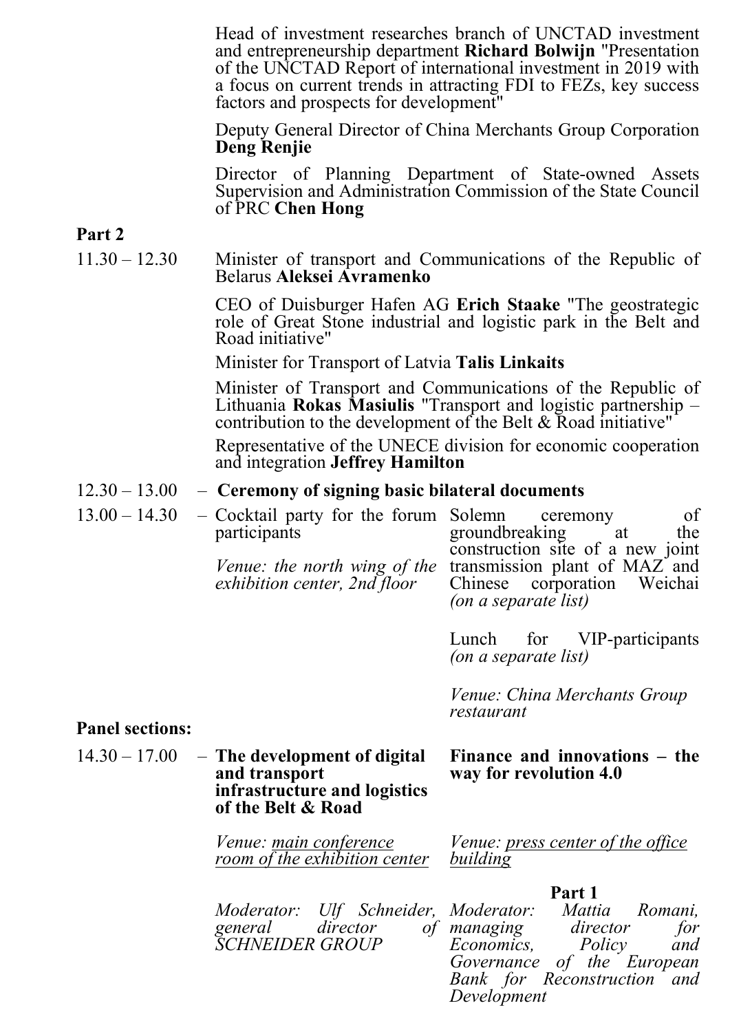Head of investment researches branch of UNCTAD investment and entrepreneurship department **Richard Bolwijn** "Presentation of the UNCTAD Report of international investment in 2019 with a focus on current trends in attracting FDI to FEZs, key success factors and prospects for development"

Deputy General Director of China Merchants Group Corporation **Deng Renjie**

Director of Planning Department of State-owned Assets Supervision and Administration Commission of the State Council of PRC **Chen Hong**

**Part 2**

11.30 – 12.30

Minister of transport and Communications of the Republic of Belarus **Aleksei Avramenko**

CEO of Duisburger Hafen AG **Erich Staake** "The geostrategic role of Great Stone industrial and logistic park in the Belt and Road initiative"

Minister for Transport of Latvia **Talis Linkaits**

Minister of Transport and Communications of the Republic of Lithuania **Rokas Masiulis** "Transport and logistic partnership – contribution to the development of the Belt & Road initiative"

Representative of the UNECE division for economic cooperation and integration **Jeffrey Hamilton**

12.30 – 13.00 – **Ceremony of signing basic bilateral documents**

13.00 – 14.30 – Cocktail party for the forum participants

*Venue: the north wing of the exhibition center, 2nd floor*

Solemn ceremony of groundbreaking at the construction site of a new joint transmission plant of MAZ and Chinese corporation Weichai *(on a separate list)*

Lunch for VIP-participants *(on a separate list)*

*Venue: China Merchants Group restaurant*

**Panel sections:**

14.30 – 17.00 – **The development of digital and transport infrastructure and logistics of the Belt & Road**

*Venue: main conference room of the exhibition center*

*Moderator: Ulf Schneider, general director of SCHNEIDER GROUP*

**Finance and innovations – the way for revolution 4.0**

*Venue: press center of the office building*

**Part 1**

*Moderator: Mattia Romani, managing director for Economics, Policy and Governance of the European Bank for Reconstruction and Development*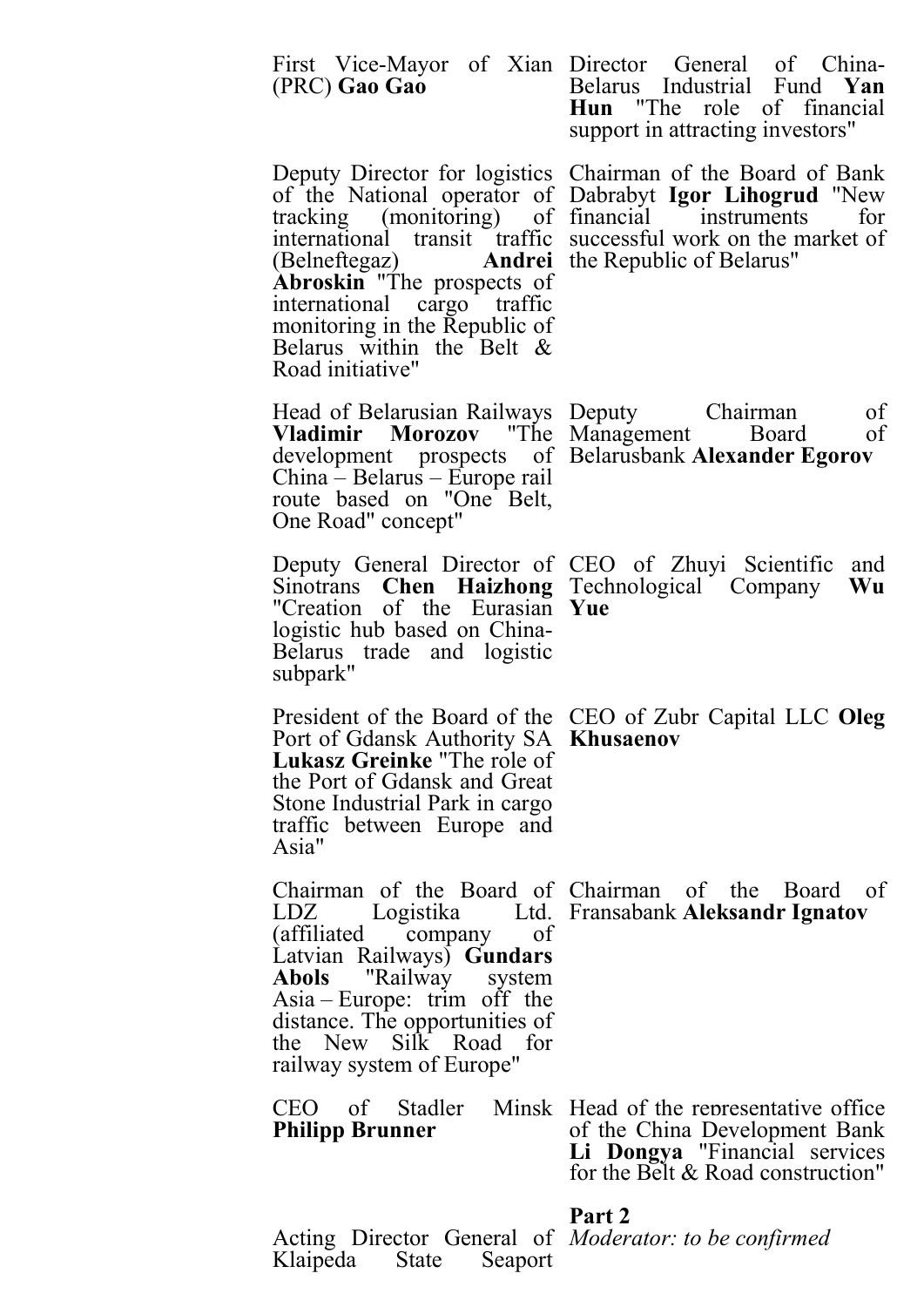First Vice-Mayor of Xian (PRC) **Gao Gao**

Deputy Director for logistics of the National operator of tracking (monitoring) of international transit traffic (Belneftegaz) **Andrei Abroskin** "The prospects of international cargo traffic monitoring in the Republic of Belarus within the Belt & Road initiative"

Head of Belarusian Railways **Vladimir Morozov** "The development prospects of China – Belarus – Europe rail route based on "One Belt, One Road" concept"

Deputy General Director of Sinotrans **Chen Haizhong** "Creation of the Eurasian logistic hub based on China-Belarus trade and logistic subpark"

President of the Board of the Port of Gdansk Authority SA **Lukasz Greinke** "The role of the Port of Gdansk and Great Stone Industrial Park in cargo traffic between Europe and Asia"

Chairman of the Board of LDZ Logistika Ltd. (affiliated company of Latvian Railways) **Gundars Abols** "Railway system Asia – Europe: trim off the distance. The opportunities of the New Silk Road for railway system of Europe"

CEO of Stadler Minsk **Philipp Brunner**

Acting Director General of Klaipeda State Seaport

Director General of China-Belarus Industrial Fund **Yan Hun** "The role of financial support in attracting investors"

Chairman of the Board of Bank Dabrabyt **Igor Lihogrud** "New financial instruments for successful work on the market of the Republic of Belarus"

Deputy Chairman of Management Board of Belarusbank **Alexander Egorov**

CEO of Zhuyi Scientific and Technological Company **Wu Yue**

CEO of Zubr Capital LLC **Oleg Khusaenov**

Chairman of the Board of Fransabank **Aleksandr Ignatov**

Head of the representative office of the China Development Bank **Li Dongya** "Financial services for the Belt & Road construction"

**Part 2**

*Moderator: to be confirmed*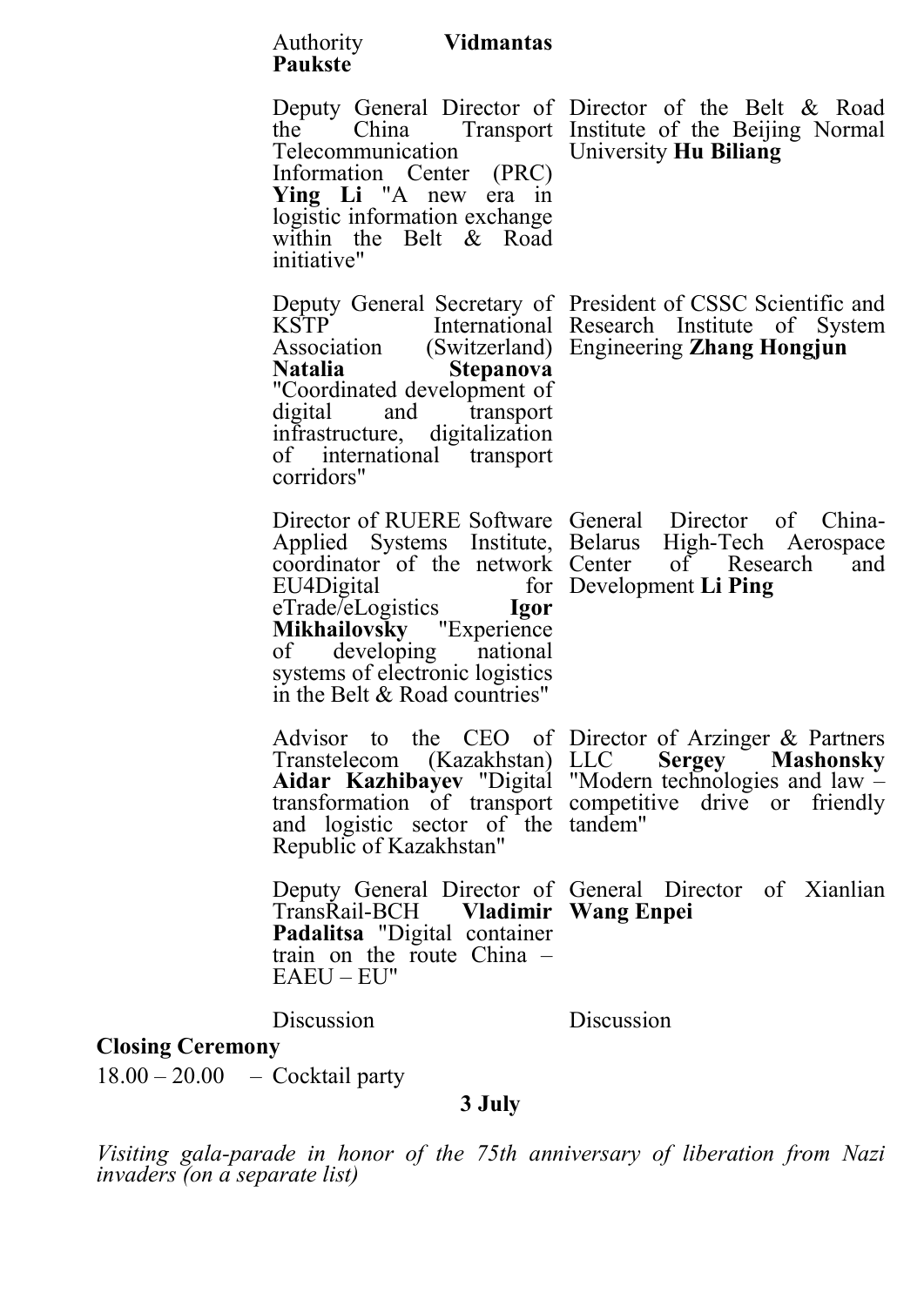| | |
|---|---|
| Authority **Vidmantas Paukste** | |
| Deputy General Director of the China Transport Telecommunication Information Center (PRC) **Ying Li** "A new era in logistic information exchange within the Belt & Road initiative" | Director of the Belt & Road Institute of the Beijing Normal University **Hu Biliang** |
| Deputy General Secretary of KSTP International Association (Switzerland) **Natalia Stepanova** "Coordinated development of digital and transport infrastructure, digitalization of international transport corridors" | President of CSSC Scientific and Research Institute of System Engineering **Zhang Hongjun** |
| Director of RUERE Software Applied Systems Institute, coordinator of the network EU4Digital for eTrade/eLogistics **Igor Mikhailovsky** "Experience of developing national systems of electronic logistics in the Belt & Road countries" | General Director of China-Belarus High-Tech Aerospace Center of Research and Development **Li Ping** |
| Advisor to the CEO of Transtelecom (Kazakhstan) **Aidar Kazhibayev** "Digital transformation of transport and logistic sector of the Republic of Kazakhstan" | Director of Arzinger & Partners LLC **Sergey Mashonsky** "Modern technologies and law – competitive drive or friendly tandem" |
| Deputy General Director of TransRail-BCH **Vladimir Padalitsa** "Digital container train on the route China – EAEU – EU" | General Director of Xianlian **Wang Enpei** |
| Discussion | Discussion |

**Closing Ceremony**

18.00 – 20.00 – Cocktail party

**3 July**

*Visiting gala-parade in honor of the 75th anniversary of liberation from Nazi invaders (on a separate list)*